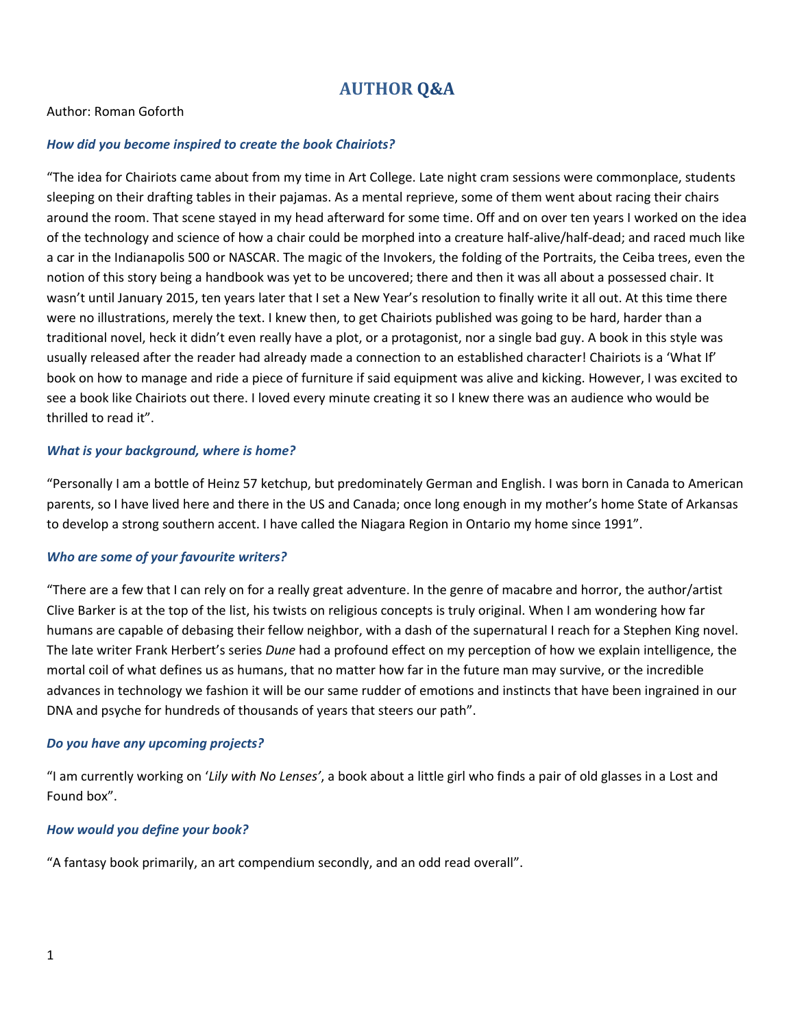# AUTHOR Q&A

Author: Roman Goforth

***How did you become inspired to create the book Chairiots?***

"The idea for Chairiots came about from my time in Art College. Late night cram sessions were commonplace, students sleeping on their drafting tables in their pajamas. As a mental reprieve, some of them went about racing their chairs around the room. That scene stayed in my head afterward for some time. Off and on over ten years I worked on the idea of the technology and science of how a chair could be morphed into a creature half-alive/half-dead; and raced much like a car in the Indianapolis 500 or NASCAR. The magic of the Invokers, the folding of the Portraits, the Ceiba trees, even the notion of this story being a handbook was yet to be uncovered; there and then it was all about a possessed chair. It wasn't until January 2015, ten years later that I set a New Year's resolution to finally write it all out. At this time there were no illustrations, merely the text. I knew then, to get Chairiots published was going to be hard, harder than a traditional novel, heck it didn't even really have a plot, or a protagonist, nor a single bad guy. A book in this style was usually released after the reader had already made a connection to an established character! Chairiots is a 'What If' book on how to manage and ride a piece of furniture if said equipment was alive and kicking. However, I was excited to see a book like Chairiots out there. I loved every minute creating it so I knew there was an audience who would be thrilled to read it".

***What is your background, where is home?***

"Personally I am a bottle of Heinz 57 ketchup, but predominately German and English. I was born in Canada to American parents, so I have lived here and there in the US and Canada; once long enough in my mother's home State of Arkansas to develop a strong southern accent. I have called the Niagara Region in Ontario my home since 1991".

***Who are some of your favourite writers?***

"There are a few that I can rely on for a really great adventure. In the genre of macabre and horror, the author/artist Clive Barker is at the top of the list, his twists on religious concepts is truly original. When I am wondering how far humans are capable of debasing their fellow neighbor, with a dash of the supernatural I reach for a Stephen King novel. The late writer Frank Herbert's series *Dune* had a profound effect on my perception of how we explain intelligence, the mortal coil of what defines us as humans, that no matter how far in the future man may survive, or the incredible advances in technology we fashion it will be our same rudder of emotions and instincts that have been ingrained in our DNA and psyche for hundreds of thousands of years that steers our path".

***Do you have any upcoming projects?***

"I am currently working on '*Lily with No Lenses'*, a book about a little girl who finds a pair of old glasses in a Lost and Found box".

***How would you define your book?***

"A fantasy book primarily, an art compendium secondly, and an odd read overall".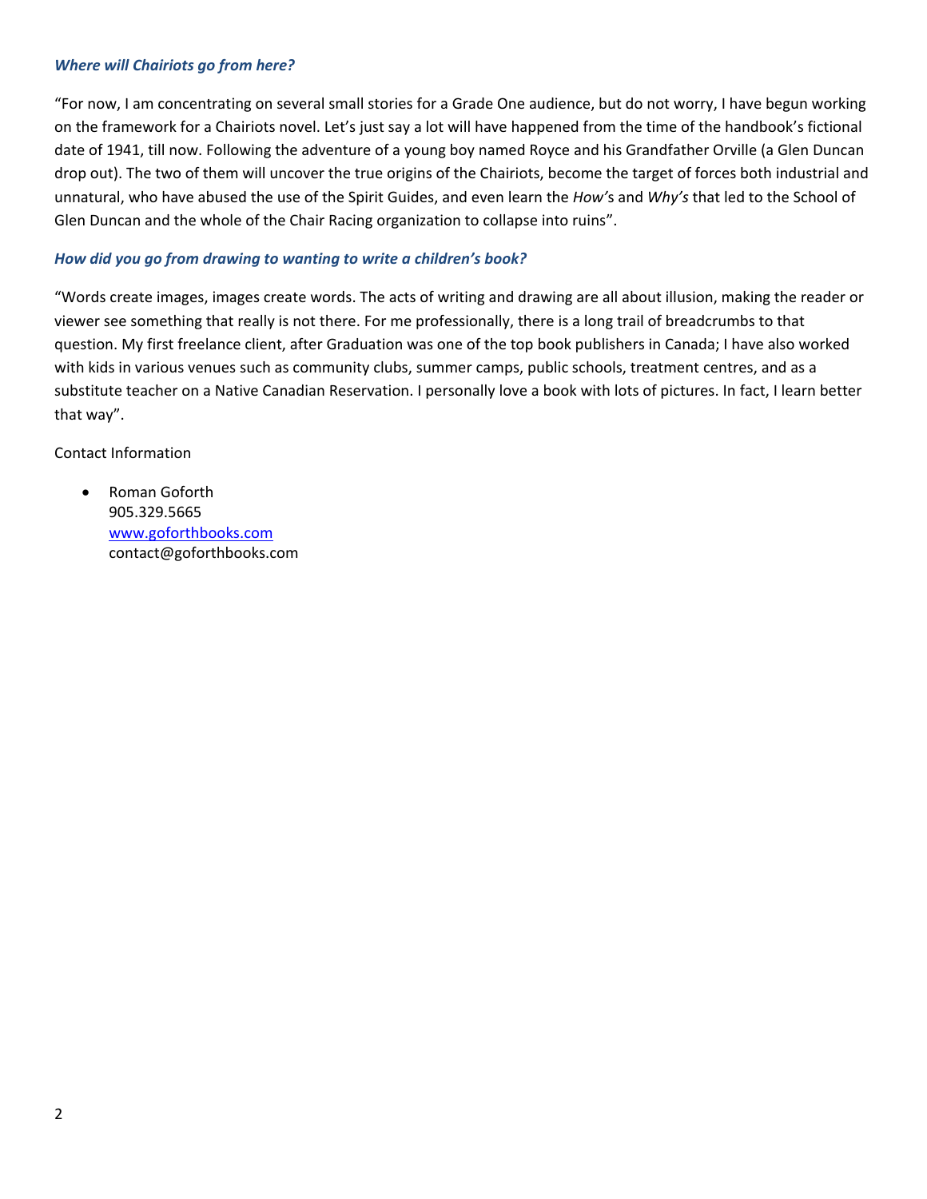***Where will Chairiots go from here?***

“For now, I am concentrating on several small stories for a Grade One audience, but do not worry, I have begun working on the framework for a Chairiots novel. Let’s just say a lot will have happened from the time of the handbook’s fictional date of 1941, till now. Following the adventure of a young boy named Royce and his Grandfather Orville (a Glen Duncan drop out). The two of them will uncover the true origins of the Chairiots, become the target of forces both industrial and unnatural, who have abused the use of the Spirit Guides, and even learn the *How’*s and *Why’s* that led to the School of Glen Duncan and the whole of the Chair Racing organization to collapse into ruins”.

***How did you go from drawing to wanting to write a children’s book?***

“Words create images, images create words. The acts of writing and drawing are all about illusion, making the reader or viewer see something that really is not there. For me professionally, there is a long trail of breadcrumbs to that question. My first freelance client, after Graduation was one of the top book publishers in Canada; I have also worked with kids in various venues such as community clubs, summer camps, public schools, treatment centres, and as a substitute teacher on a Native Canadian Reservation. I personally love a book with lots of pictures. In fact, I learn better that way”.

Contact Information

- Roman Goforth
  905.329.5665
  [www.goforthbooks.com](http://www.goforthbooks.com)
  contact@goforthbooks.com